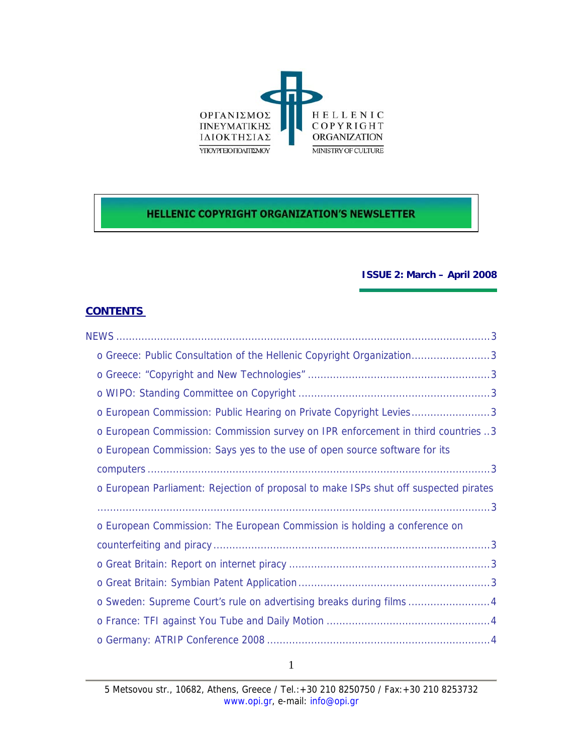ΟΡΓΑΝΙΣΜΟΣ ΠΝΕΥΜΑΤΙΚΗΣ ΙΔΙΟΚΤΗΣΙΑΣ
ΥΠΟΥΡΓΕΙΟ ΠΟΛΙΤΙΣΜΟΥ

HELLENIC COPYRIGHT ORGANIZATION
MINISTRY OF CULTURE

**HELLENIC COPYRIGHT ORGANIZATION'S NEWSLETTER**

**ISSUE 2: March – April 2008**

## CONTENTS

NEWS ..... 3

- Greece: Public Consultation of the Hellenic Copyright Organization ..... 3
- Greece: "Copyright and New Technologies" ..... 3
- WIPO: Standing Committee on Copyright ..... 3
- European Commission: Public Hearing on Private Copyright Levies ..... 3
- European Commission: Commission survey on IPR enforcement in third countries ..... 3
- European Commission: Says yes to the use of open source software for its computers ..... 3
- European Parliament: Rejection of proposal to make ISPs shut off suspected pirates ..... 3
- European Commission: The European Commission is holding a conference on counterfeiting and piracy ..... 3
- Great Britain: Report on internet piracy ..... 3
- Great Britain: Symbian Patent Application ..... 3
- Sweden: Supreme Court's rule on advertising breaks during films ..... 4
- France: TFI against You Tube and Daily Motion ..... 4
- Germany: ATRIP Conference 2008 ..... 4

5 Metsovou str., 10682, Athens, Greece / Tel.:+30 210 8250750 / Fax:+30 210 8253732
www.opi.gr, e-mail: info@opi.gr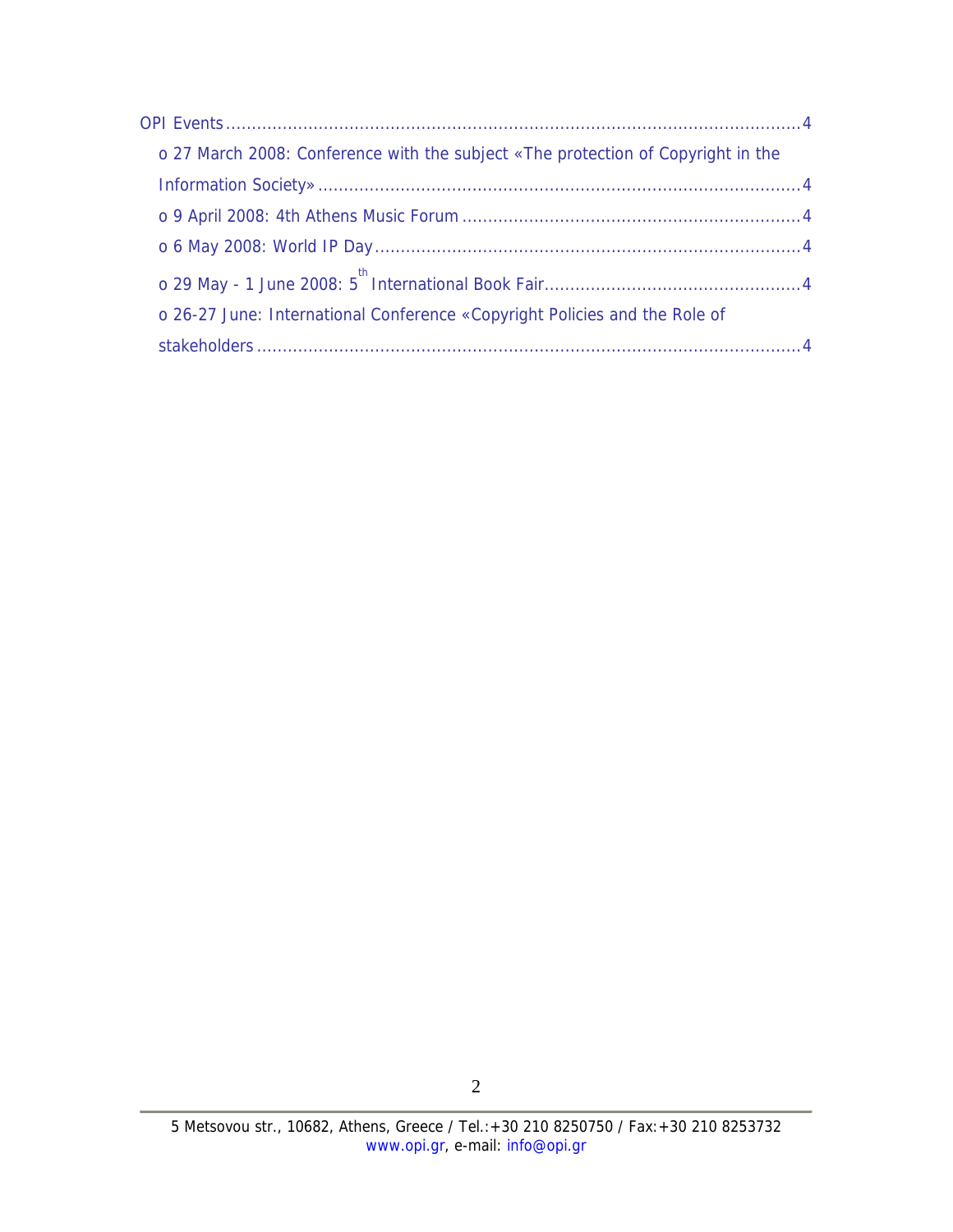OPI Events ................................................................................................................ 4

- 27 March 2008: Conference with the subject «The protection of Copyright in the Information Society» ............................................................................................ 4
- 9 April 2008: 4th Athens Music Forum ................................................................. 4
- 6 May 2008: World IP Day .................................................................................. 4
- 29 May - 1 June 2008: 5th International Book Fair ................................................. 4
- 26-27 June: International Conference «Copyright Policies and the Role of stakeholders ........................................................................................................ 4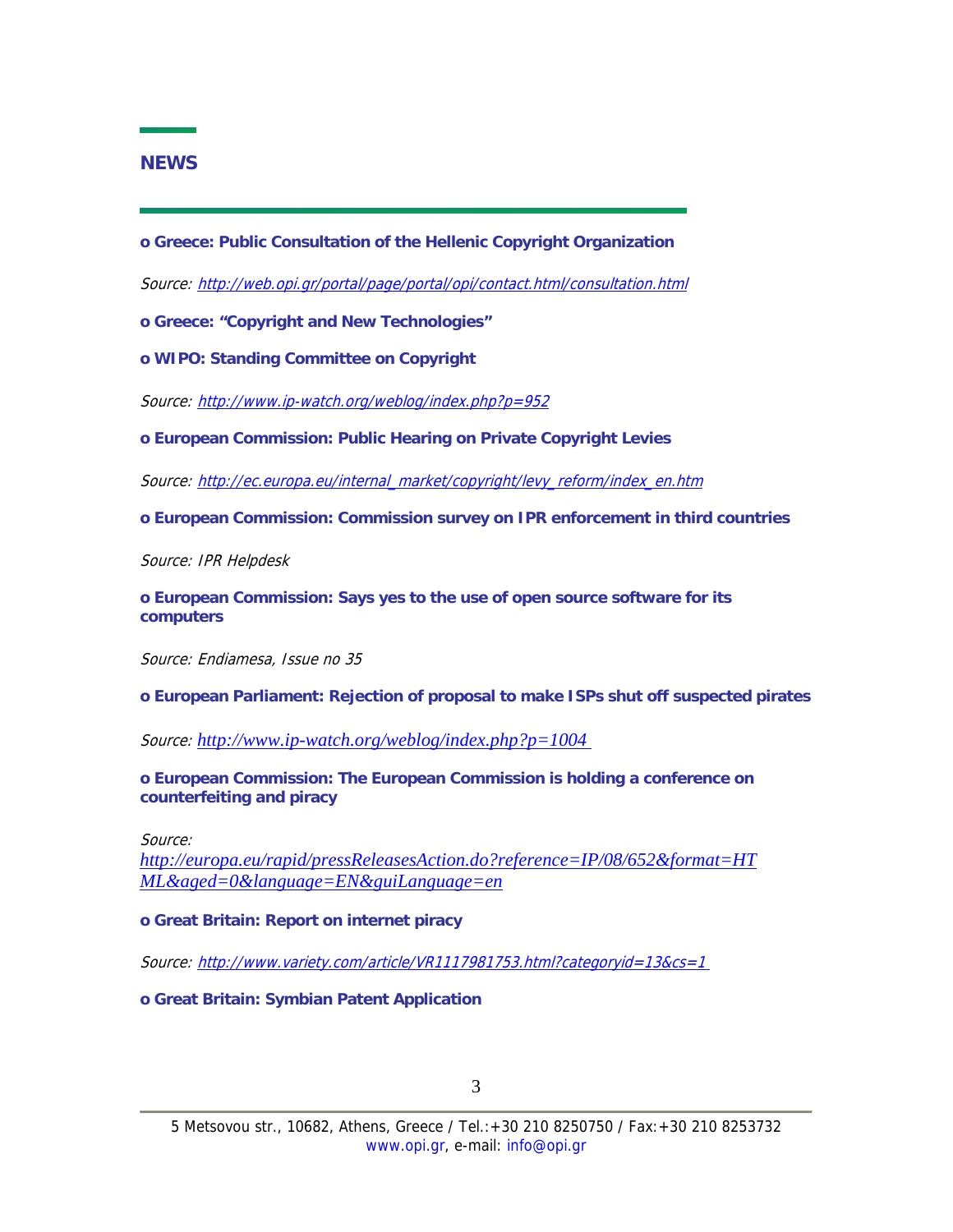## NEWS

**o Greece: Public Consultation of the Hellenic Copyright Organization**

*Source: http://web.opi.gr/portal/page/portal/opi/contact.html/consultation.html*

**o Greece: "Copyright and New Technologies"**

**o WIPO: Standing Committee on Copyright**

*Source: http://www.ip-watch.org/weblog/index.php?p=952*

**o European Commission: Public Hearing on Private Copyright Levies**

*Source: http://ec.europa.eu/internal_market/copyright/levy_reform/index_en.htm*

**o European Commission: Commission survey on IPR enforcement in third countries**

*Source: IPR Helpdesk*

**o European Commission: Says yes to the use of open source software for its computers**

*Source: Endiamesa, Issue no 35*

**o European Parliament: Rejection of proposal to make ISPs shut off suspected pirates**

*Source: http://www.ip-watch.org/weblog/index.php?p=1004*

**o European Commission: The European Commission is holding a conference on counterfeiting and piracy**

*Source: http://europa.eu/rapid/pressReleasesAction.do?reference=IP/08/652&format=HTML&aged=0&language=EN&guiLanguage=en*

**o Great Britain: Report on internet piracy**

*Source: http://www.variety.com/article/VR1117981753.html?categoryid=13&cs=1*

**o Great Britain: Symbian Patent Application**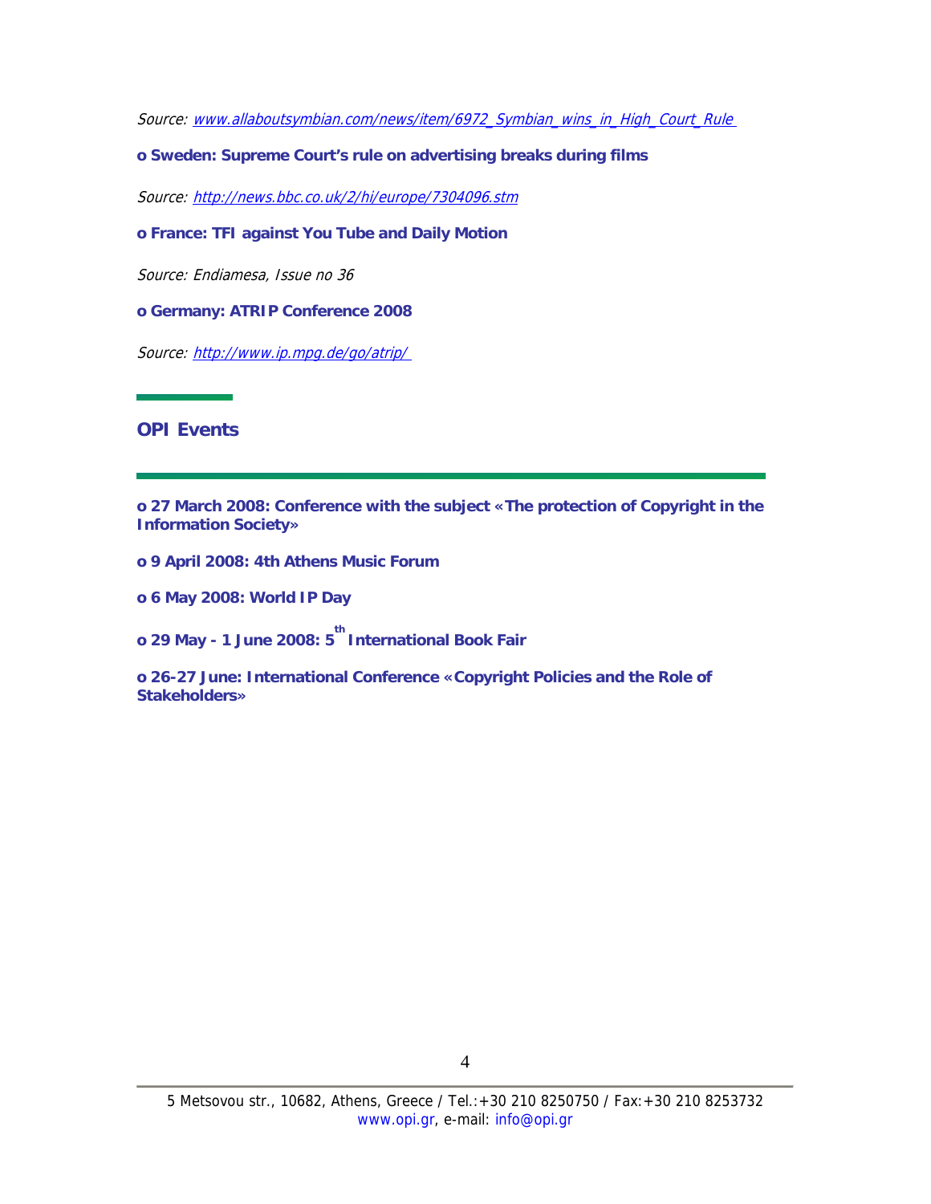*Source: www.allaboutsymbian.com/news/item/6972_Symbian_wins_in_High_Court_Rule*

**o Sweden: Supreme Court's rule on advertising breaks during films**

*Source: http://news.bbc.co.uk/2/hi/europe/7304096.stm*

**o France: TFI against You Tube and Daily Motion**

*Source: Endiamesa, Issue no 36*

**o Germany: ATRIP Conference 2008**

*Source: http://www.ip.mpg.de/go/atrip/*

## OPI Events

**o 27 March 2008: Conference with the subject «The protection of Copyright in the Information Society»**

**o 9 April 2008: 4th Athens Music Forum**

**o 6 May 2008: World IP Day**

**o 29 May - 1 June 2008: 5th International Book Fair**

**o 26-27 June: International Conference «Copyright Policies and the Role of Stakeholders»**